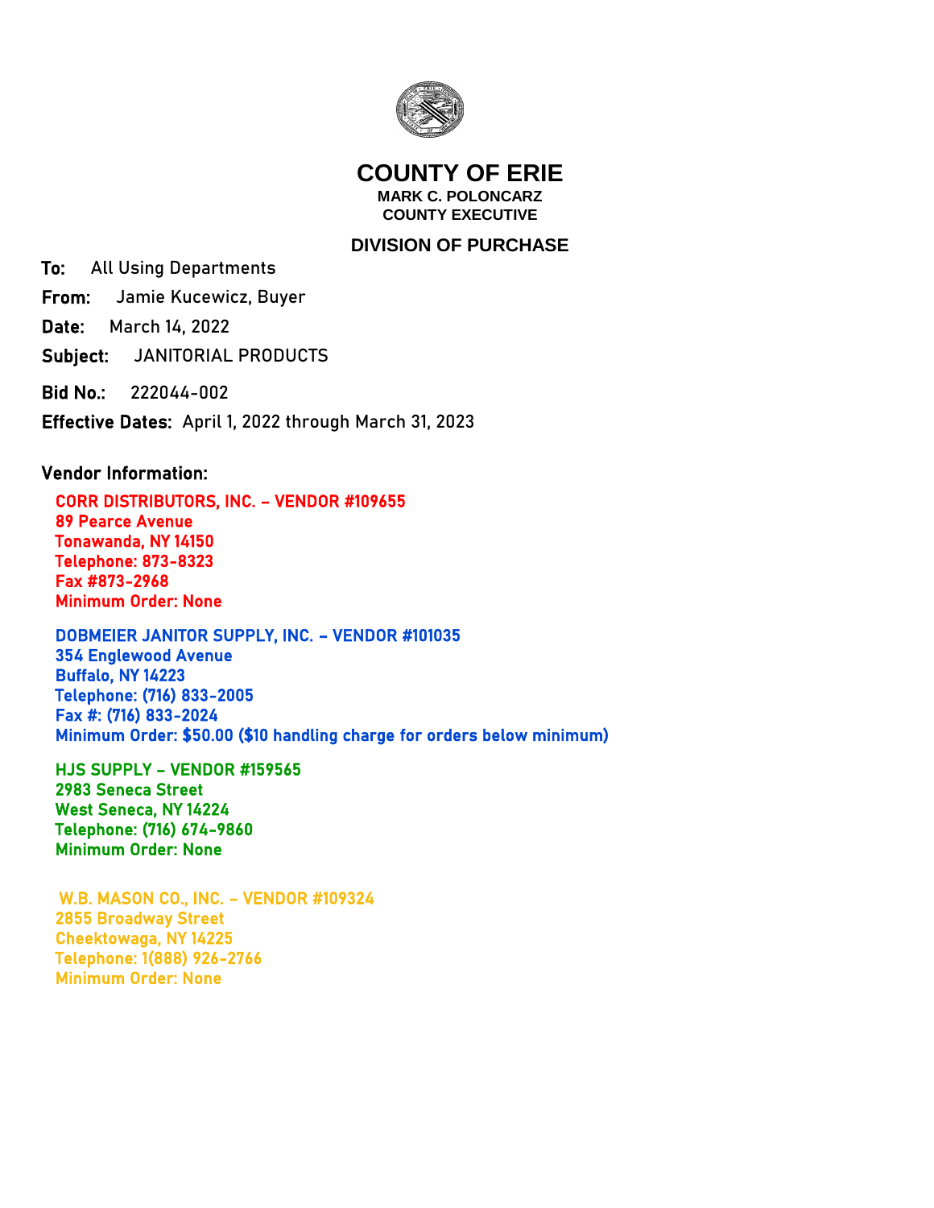# COUNTY OF ERIE

**MARK C. POLONCARZ**
**COUNTY EXECUTIVE**

## DIVISION OF PURCHASE

**To:** All Using Departments

**From:** Jamie Kucewicz, Buyer

**Date:** March 14, 2022

**Subject:** JANITORIAL PRODUCTS

**Bid No.:** 222044-002

**Effective Dates:** April 1, 2022 through March 31, 2023

**Vendor Information:**

**CORR DISTRIBUTORS, INC. – VENDOR #109655**
**89 Pearce Avenue**
**Tonawanda, NY 14150**
**Telephone: 873-8323**
**Fax #873-2968**
**Minimum Order: None**

**DOBMEIER JANITOR SUPPLY, INC. – VENDOR #101035**
**354 Englewood Avenue**
**Buffalo, NY 14223**
**Telephone: (716) 833-2005**
**Fax #: (716) 833-2024**
**Minimum Order: $50.00 ($10 handling charge for orders below minimum)**

**HJS SUPPLY – VENDOR #159565**
**2983 Seneca Street**
**West Seneca, NY 14224**
**Telephone: (716) 674-9860**
**Minimum Order: None**

**W.B. MASON CO., INC. – VENDOR #109324**
**2855 Broadway Street**
**Cheektowaga, NY 14225**
**Telephone: 1(888) 926-2766**
**Minimum Order: None**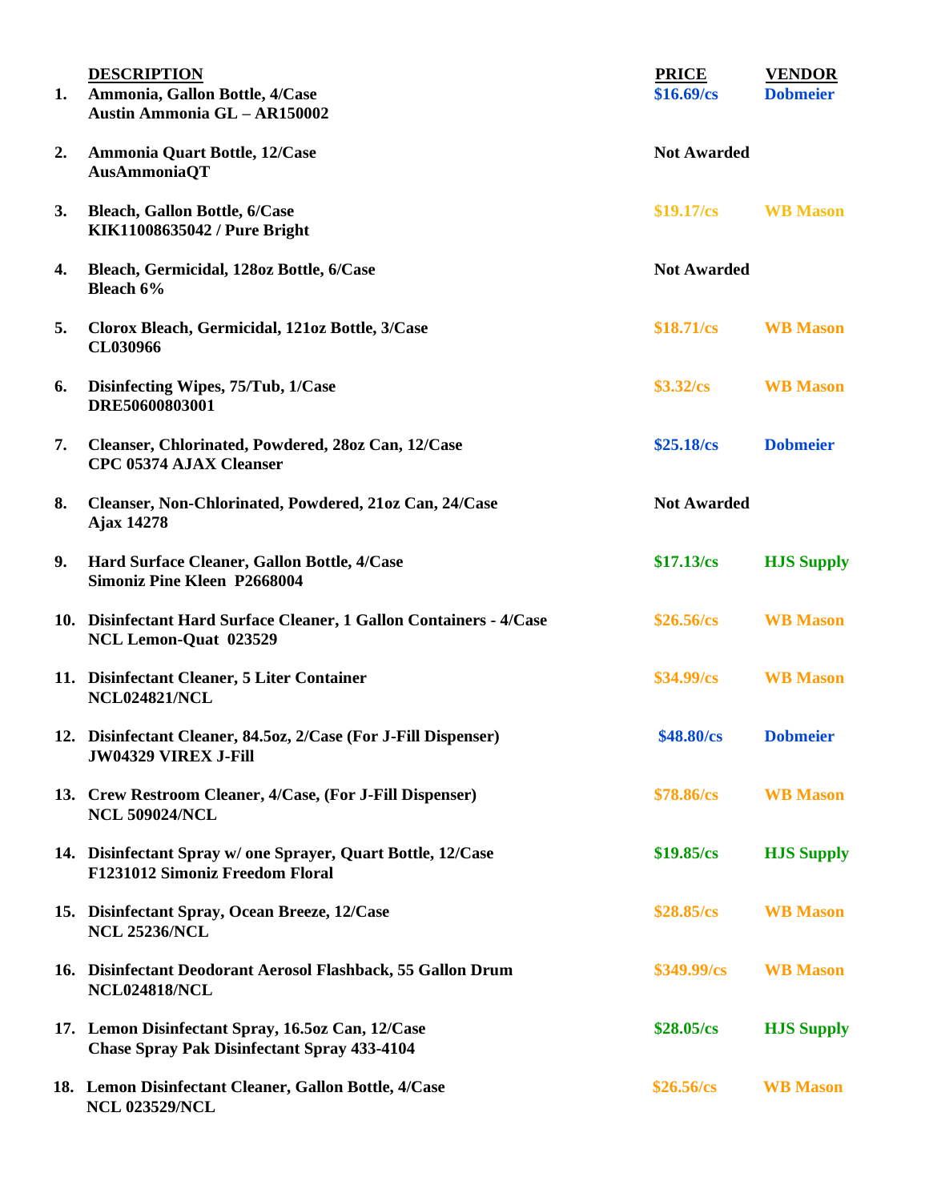| # | DESCRIPTION | PRICE | VENDOR |
|---|---|---|---|
| 1. | **Ammonia, Gallon Bottle, 4/Case**<br>**Austin Ammonia GL – AR150002** | $16.69/cs | Dobmeier |
| 2. | **Ammonia Quart Bottle, 12/Case**<br>**AusAmmoniaQT** | Not Awarded | |
| 3. | **Bleach, Gallon Bottle, 6/Case**<br>**KIK11008635042 / Pure Bright** | $19.17/cs | WB Mason |
| 4. | **Bleach, Germicidal, 128oz Bottle, 6/Case**<br>**Bleach 6%** | Not Awarded | |
| 5. | **Clorox Bleach, Germicidal, 121oz Bottle, 3/Case**<br>**CL030966** | $18.71/cs | WB Mason |
| 6. | **Disinfecting Wipes, 75/Tub, 1/Case**<br>**DRE50600803001** | $3.32/cs | WB Mason |
| 7. | **Cleanser, Chlorinated, Powdered, 28oz Can, 12/Case**<br>**CPC 05374 AJAX Cleanser** | $25.18/cs | Dobmeier |
| 8. | **Cleanser, Non-Chlorinated, Powdered, 21oz Can, 24/Case**<br>**Ajax 14278** | Not Awarded | |
| 9. | **Hard Surface Cleaner, Gallon Bottle, 4/Case**<br>**Simoniz Pine Kleen P2668004** | $17.13/cs | HJS Supply |
| 10. | **Disinfectant Hard Surface Cleaner, 1 Gallon Containers - 4/Case**<br>**NCL Lemon-Quat 023529** | $26.56/cs | WB Mason |
| 11. | **Disinfectant Cleaner, 5 Liter Container**<br>**NCL024821/NCL** | $34.99/cs | WB Mason |
| 12. | **Disinfectant Cleaner, 84.5oz, 2/Case (For J-Fill Dispenser)**<br>**JW04329 VIREX J-Fill** | $48.80/cs | Dobmeier |
| 13. | **Crew Restroom Cleaner, 4/Case, (For J-Fill Dispenser)**<br>**NCL 509024/NCL** | $78.86/cs | WB Mason |
| 14. | **Disinfectant Spray w/ one Sprayer, Quart Bottle, 12/Case**<br>**F1231012 Simoniz Freedom Floral** | $19.85/cs | HJS Supply |
| 15. | **Disinfectant Spray, Ocean Breeze, 12/Case**<br>**NCL 25236/NCL** | $28.85/cs | WB Mason |
| 16. | **Disinfectant Deodorant Aerosol Flashback, 55 Gallon Drum**<br>**NCL024818/NCL** | $349.99/cs | WB Mason |
| 17. | **Lemon Disinfectant Spray, 16.5oz Can, 12/Case**<br>**Chase Spray Pak Disinfectant Spray 433-4104** | $28.05/cs | HJS Supply |
| 18. | **Lemon Disinfectant Cleaner, Gallon Bottle, 4/Case**<br>**NCL 023529/NCL** | $26.56/cs | WB Mason |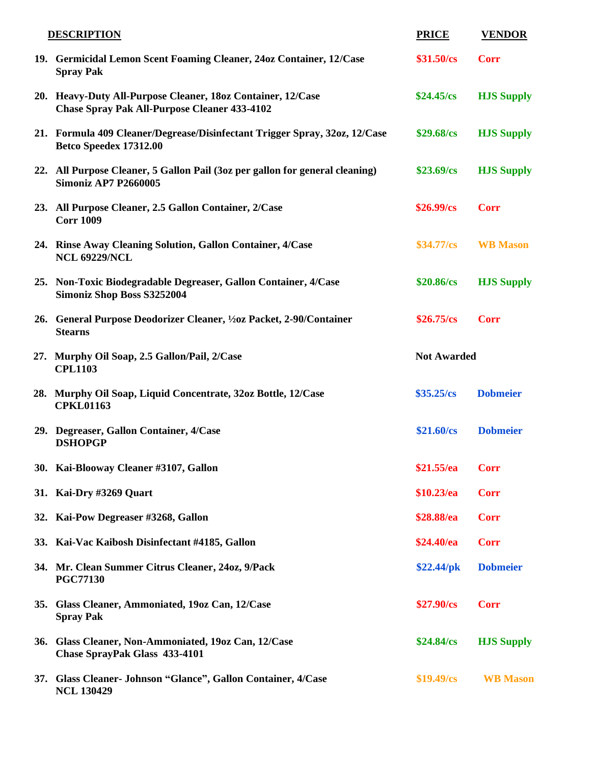| | DESCRIPTION | PRICE | VENDOR |
|---|---|---|---|
| 19. | **Germicidal Lemon Scent Foaming Cleaner, 24oz Container, 12/Case**<br>**Spray Pak** | $31.50/cs | Corr |
| 20. | **Heavy-Duty All-Purpose Cleaner, 18oz Container, 12/Case**<br>**Chase Spray Pak All-Purpose Cleaner 433-4102** | $24.45/cs | HJS Supply |
| 21. | **Formula 409 Cleaner/Degrease/Disinfectant Trigger Spray, 32oz, 12/Case**<br>**Betco Speedex 17312.00** | $29.68/cs | HJS Supply |
| 22. | **All Purpose Cleaner, 5 Gallon Pail (3oz per gallon for general cleaning)**<br>**Simoniz AP7 P2660005** | $23.69/cs | HJS Supply |
| 23. | **All Purpose Cleaner, 2.5 Gallon Container, 2/Case**<br>**Corr 1009** | $26.99/cs | Corr |
| 24. | **Rinse Away Cleaning Solution, Gallon Container, 4/Case**<br>**NCL 69229/NCL** | $34.77/cs | WB Mason |
| 25. | **Non-Toxic Biodegradable Degreaser, Gallon Container, 4/Case**<br>**Simoniz Shop Boss S3252004** | $20.86/cs | HJS Supply |
| 26. | **General Purpose Deodorizer Cleaner, ½oz Packet, 2-90/Container**<br>**Stearns** | $26.75/cs | Corr |
| 27. | **Murphy Oil Soap, 2.5 Gallon/Pail, 2/Case**<br>**CPL1103** | Not Awarded | |
| 28. | **Murphy Oil Soap, Liquid Concentrate, 32oz Bottle, 12/Case**<br>**CPKL01163** | $35.25/cs | Dobmeier |
| 29. | **Degreaser, Gallon Container, 4/Case**<br>**DSHOPGP** | $21.60/cs | Dobmeier |
| 30. | **Kai-Blooway Cleaner #3107, Gallon** | $21.55/ea | Corr |
| 31. | **Kai-Dry #3269 Quart** | $10.23/ea | Corr |
| 32. | **Kai-Pow Degreaser #3268, Gallon** | $28.88/ea | Corr |
| 33. | **Kai-Vac Kaibosh Disinfectant #4185, Gallon** | $24.40/ea | Corr |
| 34. | **Mr. Clean Summer Citrus Cleaner, 24oz, 9/Pack**<br>**PGC77130** | $22.44/pk | Dobmeier |
| 35. | **Glass Cleaner, Ammoniated, 19oz Can, 12/Case**<br>**Spray Pak** | $27.90/cs | Corr |
| 36. | **Glass Cleaner, Non-Ammoniated, 19oz Can, 12/Case**<br>**Chase SprayPak Glass 433-4101** | $24.84/cs | HJS Supply |
| 37. | **Glass Cleaner- Johnson "Glance", Gallon Container, 4/Case**<br>**NCL 130429** | $19.49/cs | WB Mason |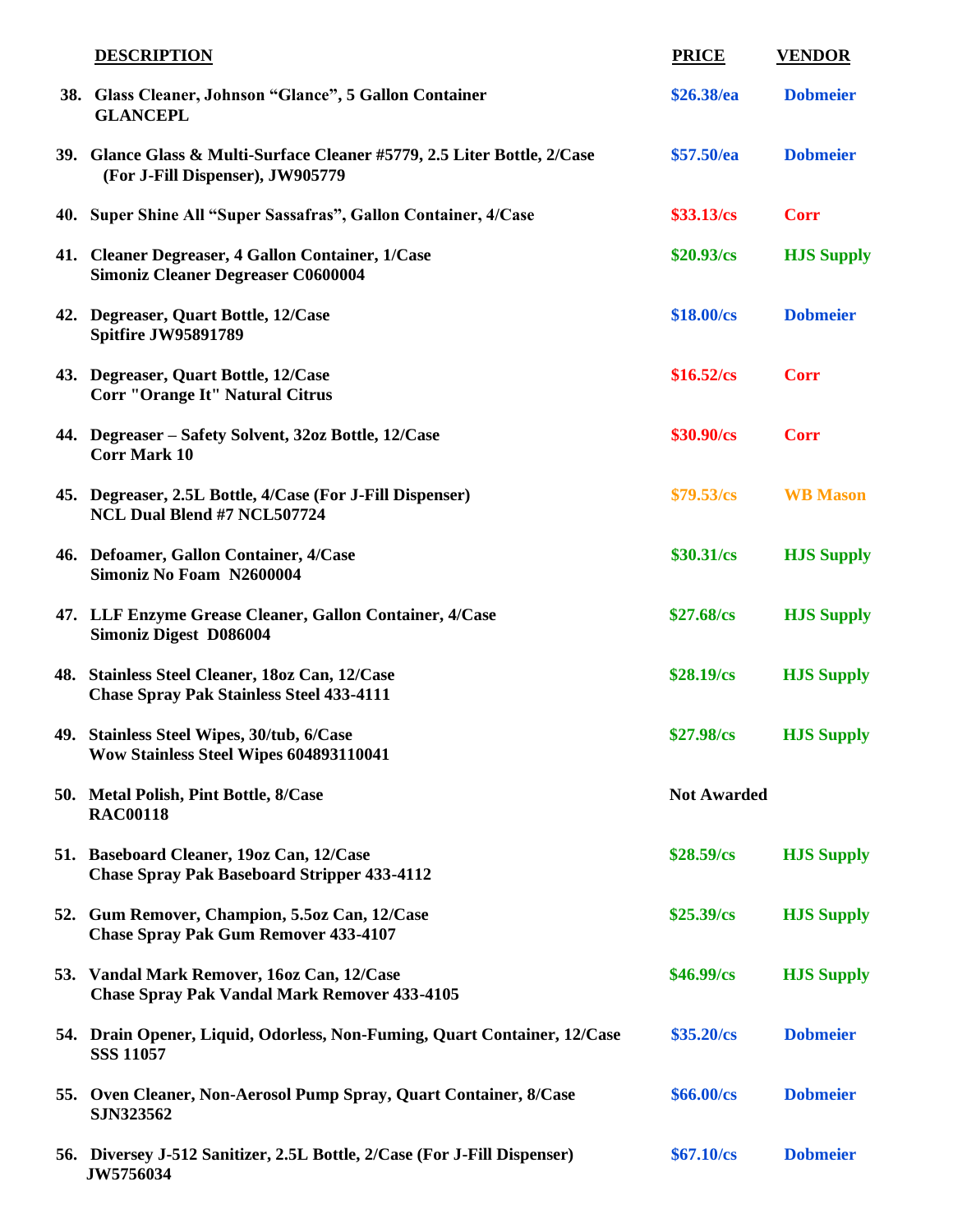| DESCRIPTION | PRICE | VENDOR |
|---|---|---|
| 38. Glass Cleaner, Johnson "Glance", 5 Gallon Container GLANCEPL | $26.38/ea | Dobmeier |
| 39. Glance Glass & Multi-Surface Cleaner #5779, 2.5 Liter Bottle, 2/Case (For J-Fill Dispenser), JW905779 | $57.50/ea | Dobmeier |
| 40. Super Shine All "Super Sassafras", Gallon Container, 4/Case | $33.13/cs | Corr |
| 41. Cleaner Degreaser, 4 Gallon Container, 1/Case Simoniz Cleaner Degreaser C0600004 | $20.93/cs | HJS Supply |
| 42. Degreaser, Quart Bottle, 12/Case Spitfire JW95891789 | $18.00/cs | Dobmeier |
| 43. Degreaser, Quart Bottle, 12/Case Corr "Orange It" Natural Citrus | $16.52/cs | Corr |
| 44. Degreaser – Safety Solvent, 32oz Bottle, 12/Case Corr Mark 10 | $30.90/cs | Corr |
| 45. Degreaser, 2.5L Bottle, 4/Case (For J-Fill Dispenser) NCL Dual Blend #7 NCL507724 | $79.53/cs | WB Mason |
| 46. Defoamer, Gallon Container, 4/Case Simoniz No Foam N2600004 | $30.31/cs | HJS Supply |
| 47. LLF Enzyme Grease Cleaner, Gallon Container, 4/Case Simoniz Digest D086004 | $27.68/cs | HJS Supply |
| 48. Stainless Steel Cleaner, 18oz Can, 12/Case Chase Spray Pak Stainless Steel 433-4111 | $28.19/cs | HJS Supply |
| 49. Stainless Steel Wipes, 30/tub, 6/Case Wow Stainless Steel Wipes 604893110041 | $27.98/cs | HJS Supply |
| 50. Metal Polish, Pint Bottle, 8/Case RAC00118 | Not Awarded | |
| 51. Baseboard Cleaner, 19oz Can, 12/Case Chase Spray Pak Baseboard Stripper 433-4112 | $28.59/cs | HJS Supply |
| 52. Gum Remover, Champion, 5.5oz Can, 12/Case Chase Spray Pak Gum Remover 433-4107 | $25.39/cs | HJS Supply |
| 53. Vandal Mark Remover, 16oz Can, 12/Case Chase Spray Pak Vandal Mark Remover 433-4105 | $46.99/cs | HJS Supply |
| 54. Drain Opener, Liquid, Odorless, Non-Fuming, Quart Container, 12/Case SSS 11057 | $35.20/cs | Dobmeier |
| 55. Oven Cleaner, Non-Aerosol Pump Spray, Quart Container, 8/Case SJN323562 | $66.00/cs | Dobmeier |
| 56. Diversey J-512 Sanitizer, 2.5L Bottle, 2/Case (For J-Fill Dispenser) JW5756034 | $67.10/cs | Dobmeier |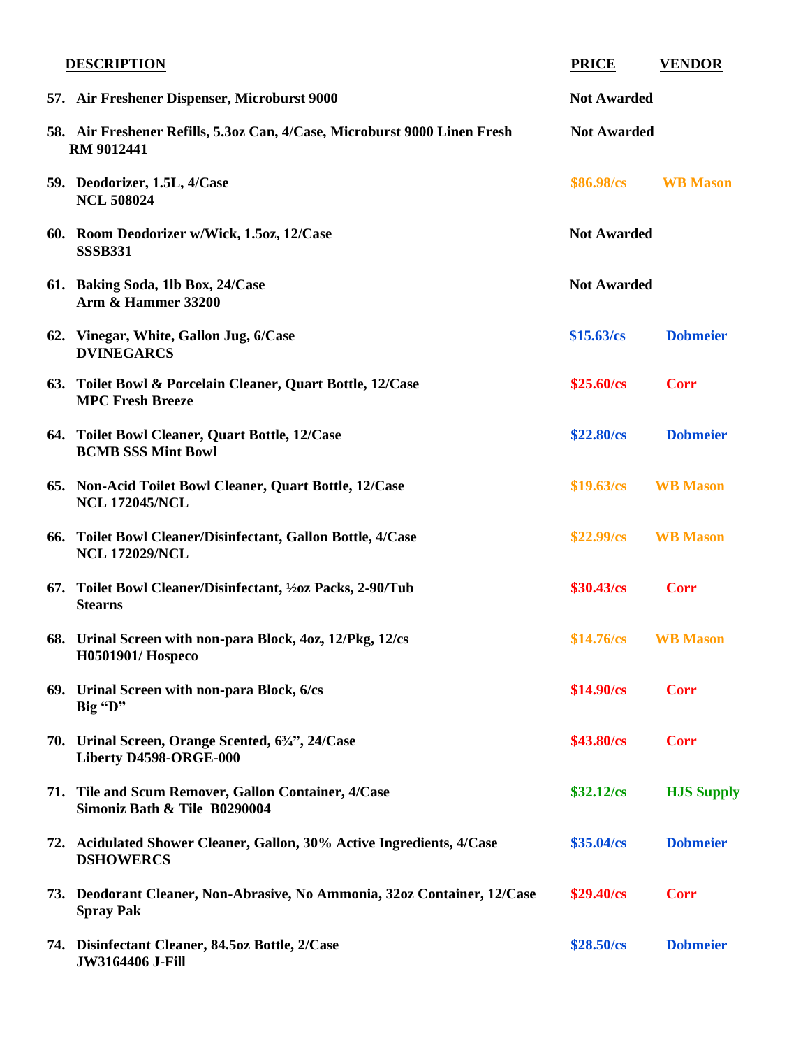| | DESCRIPTION | PRICE | VENDOR |
|---|---|---|---|
| 57. | Air Freshener Dispenser, Microburst 9000 | Not Awarded | |
| 58. | Air Freshener Refills, 5.3oz Can, 4/Case, Microburst 9000 Linen Fresh RM 9012441 | Not Awarded | |
| 59. | Deodorizer, 1.5L, 4/Case NCL 508024 | $86.98/cs | WB Mason |
| 60. | Room Deodorizer w/Wick, 1.5oz, 12/Case SSSB331 | Not Awarded | |
| 61. | Baking Soda, 1lb Box, 24/Case Arm & Hammer 33200 | Not Awarded | |
| 62. | Vinegar, White, Gallon Jug, 6/Case DVINEGARCS | $15.63/cs | Dobmeier |
| 63. | Toilet Bowl & Porcelain Cleaner, Quart Bottle, 12/Case MPC Fresh Breeze | $25.60/cs | Corr |
| 64. | Toilet Bowl Cleaner, Quart Bottle, 12/Case BCMB SSS Mint Bowl | $22.80/cs | Dobmeier |
| 65. | Non-Acid Toilet Bowl Cleaner, Quart Bottle, 12/Case NCL 172045/NCL | $19.63/cs | WB Mason |
| 66. | Toilet Bowl Cleaner/Disinfectant, Gallon Bottle, 4/Case NCL 172029/NCL | $22.99/cs | WB Mason |
| 67. | Toilet Bowl Cleaner/Disinfectant, ½oz Packs, 2-90/Tub Stearns | $30.43/cs | Corr |
| 68. | Urinal Screen with non-para Block, 4oz, 12/Pkg, 12/cs H0501901/ Hospeco | $14.76/cs | WB Mason |
| 69. | Urinal Screen with non-para Block, 6/cs Big "D" | $14.90/cs | Corr |
| 70. | Urinal Screen, Orange Scented, 6¾", 24/Case Liberty D4598-ORGE-000 | $43.80/cs | Corr |
| 71. | Tile and Scum Remover, Gallon Container, 4/Case Simoniz Bath & Tile B0290004 | $32.12/cs | HJS Supply |
| 72. | Acidulated Shower Cleaner, Gallon, 30% Active Ingredients, 4/Case DSHOWERCS | $35.04/cs | Dobmeier |
| 73. | Deodorant Cleaner, Non-Abrasive, No Ammonia, 32oz Container, 12/Case Spray Pak | $29.40/cs | Corr |
| 74. | Disinfectant Cleaner, 84.5oz Bottle, 2/Case JW3164406 J-Fill | $28.50/cs | Dobmeier |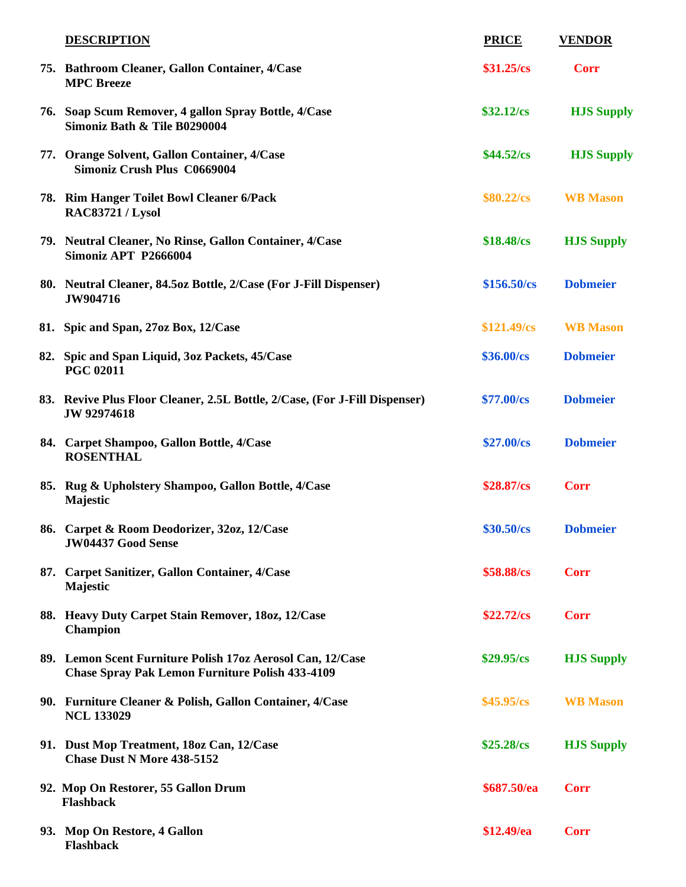| | DESCRIPTION | PRICE | VENDOR |
|---|---|---|---|
| 75. | **Bathroom Cleaner, Gallon Container, 4/Case**<br>**MPC Breeze** | **$31.25/cs** | **Corr** |
| 76. | **Soap Scum Remover, 4 gallon Spray Bottle, 4/Case**<br>**Simoniz Bath & Tile B0290004** | **$32.12/cs** | **HJS Supply** |
| 77. | **Orange Solvent, Gallon Container, 4/Case**<br>**Simoniz Crush Plus C0669004** | **$44.52/cs** | **HJS Supply** |
| 78. | **Rim Hanger Toilet Bowl Cleaner 6/Pack**<br>**RAC83721 / Lysol** | **$80.22/cs** | **WB Mason** |
| 79. | **Neutral Cleaner, No Rinse, Gallon Container, 4/Case**<br>**Simoniz APT P2666004** | **$18.48/cs** | **HJS Supply** |
| 80. | **Neutral Cleaner, 84.5oz Bottle, 2/Case (For J-Fill Dispenser)**<br>**JW904716** | **$156.50/cs** | **Dobmeier** |
| 81. | **Spic and Span, 27oz Box, 12/Case** | **$121.49/cs** | **WB Mason** |
| 82. | **Spic and Span Liquid, 3oz Packets, 45/Case**<br>**PGC 02011** | **$36.00/cs** | **Dobmeier** |
| 83. | **Revive Plus Floor Cleaner, 2.5L Bottle, 2/Case, (For J-Fill Dispenser)**<br>**JW 92974618** | **$77.00/cs** | **Dobmeier** |
| 84. | **Carpet Shampoo, Gallon Bottle, 4/Case**<br>**ROSENTHAL** | **$27.00/cs** | **Dobmeier** |
| 85. | **Rug & Upholstery Shampoo, Gallon Bottle, 4/Case**<br>**Majestic** | **$28.87/cs** | **Corr** |
| 86. | **Carpet & Room Deodorizer, 32oz, 12/Case**<br>**JW04437 Good Sense** | **$30.50/cs** | **Dobmeier** |
| 87. | **Carpet Sanitizer, Gallon Container, 4/Case**<br>**Majestic** | **$58.88/cs** | **Corr** |
| 88. | **Heavy Duty Carpet Stain Remover, 18oz, 12/Case**<br>**Champion** | **$22.72/cs** | **Corr** |
| 89. | **Lemon Scent Furniture Polish 17oz Aerosol Can, 12/Case**<br>**Chase Spray Pak Lemon Furniture Polish 433-4109** | **$29.95/cs** | **HJS Supply** |
| 90. | **Furniture Cleaner & Polish, Gallon Container, 4/Case**<br>**NCL 133029** | **$45.95/cs** | **WB Mason** |
| 91. | **Dust Mop Treatment, 18oz Can, 12/Case**<br>**Chase Dust N More 438-5152** | **$25.28/cs** | **HJS Supply** |
| 92. | **Mop On Restorer, 55 Gallon Drum**<br>**Flashback** | **$687.50/ea** | **Corr** |
| 93. | **Mop On Restore, 4 Gallon**<br>**Flashback** | **$12.49/ea** | **Corr** |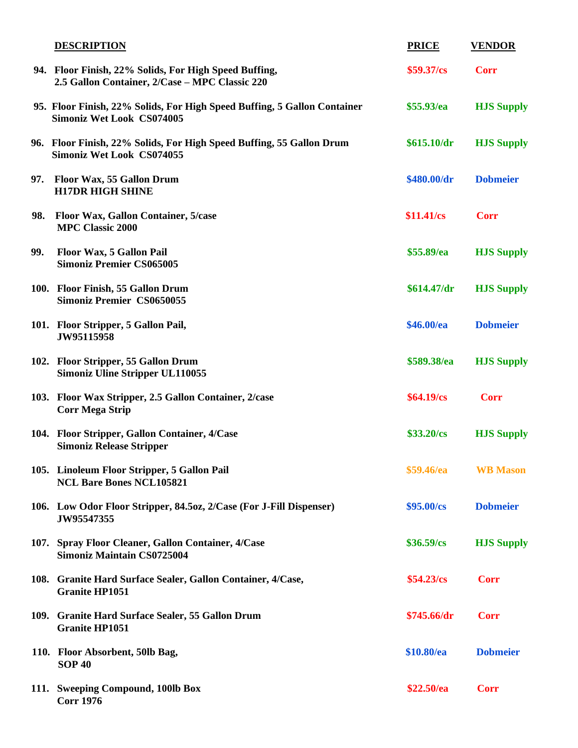| | DESCRIPTION | PRICE | VENDOR |
|---|---|---|---|
| 94. | Floor Finish, 22% Solids, For High Speed Buffing, 2.5 Gallon Container, 2/Case – MPC Classic 220 | $59.37/cs | Corr |
| 95. | Floor Finish, 22% Solids, For High Speed Buffing, 5 Gallon Container Simoniz Wet Look CS074005 | $55.93/ea | HJS Supply |
| 96. | Floor Finish, 22% Solids, For High Speed Buffing, 55 Gallon Drum Simoniz Wet Look CS074055 | $615.10/dr | HJS Supply |
| 97. | Floor Wax, 55 Gallon Drum H17DR HIGH SHINE | $480.00/dr | Dobmeier |
| 98. | Floor Wax, Gallon Container, 5/case MPC Classic 2000 | $11.41/cs | Corr |
| 99. | Floor Wax, 5 Gallon Pail Simoniz Premier CS065005 | $55.89/ea | HJS Supply |
| 100. | Floor Finish, 55 Gallon Drum Simoniz Premier CS0650055 | $614.47/dr | HJS Supply |
| 101. | Floor Stripper, 5 Gallon Pail, JW95115958 | $46.00/ea | Dobmeier |
| 102. | Floor Stripper, 55 Gallon Drum Simoniz Uline Stripper UL110055 | $589.38/ea | HJS Supply |
| 103. | Floor Wax Stripper, 2.5 Gallon Container, 2/case Corr Mega Strip | $64.19/cs | Corr |
| 104. | Floor Stripper, Gallon Container, 4/Case Simoniz Release Stripper | $33.20/cs | HJS Supply |
| 105. | Linoleum Floor Stripper, 5 Gallon Pail NCL Bare Bones NCL105821 | $59.46/ea | WB Mason |
| 106. | Low Odor Floor Stripper, 84.5oz, 2/Case (For J-Fill Dispenser) JW95547355 | $95.00/cs | Dobmeier |
| 107. | Spray Floor Cleaner, Gallon Container, 4/Case Simoniz Maintain CS0725004 | $36.59/cs | HJS Supply |
| 108. | Granite Hard Surface Sealer, Gallon Container, 4/Case, Granite HP1051 | $54.23/cs | Corr |
| 109. | Granite Hard Surface Sealer, 55 Gallon Drum Granite HP1051 | $745.66/dr | Corr |
| 110. | Floor Absorbent, 50lb Bag, SOP 40 | $10.80/ea | Dobmeier |
| 111. | Sweeping Compound, 100lb Box Corr 1976 | $22.50/ea | Corr |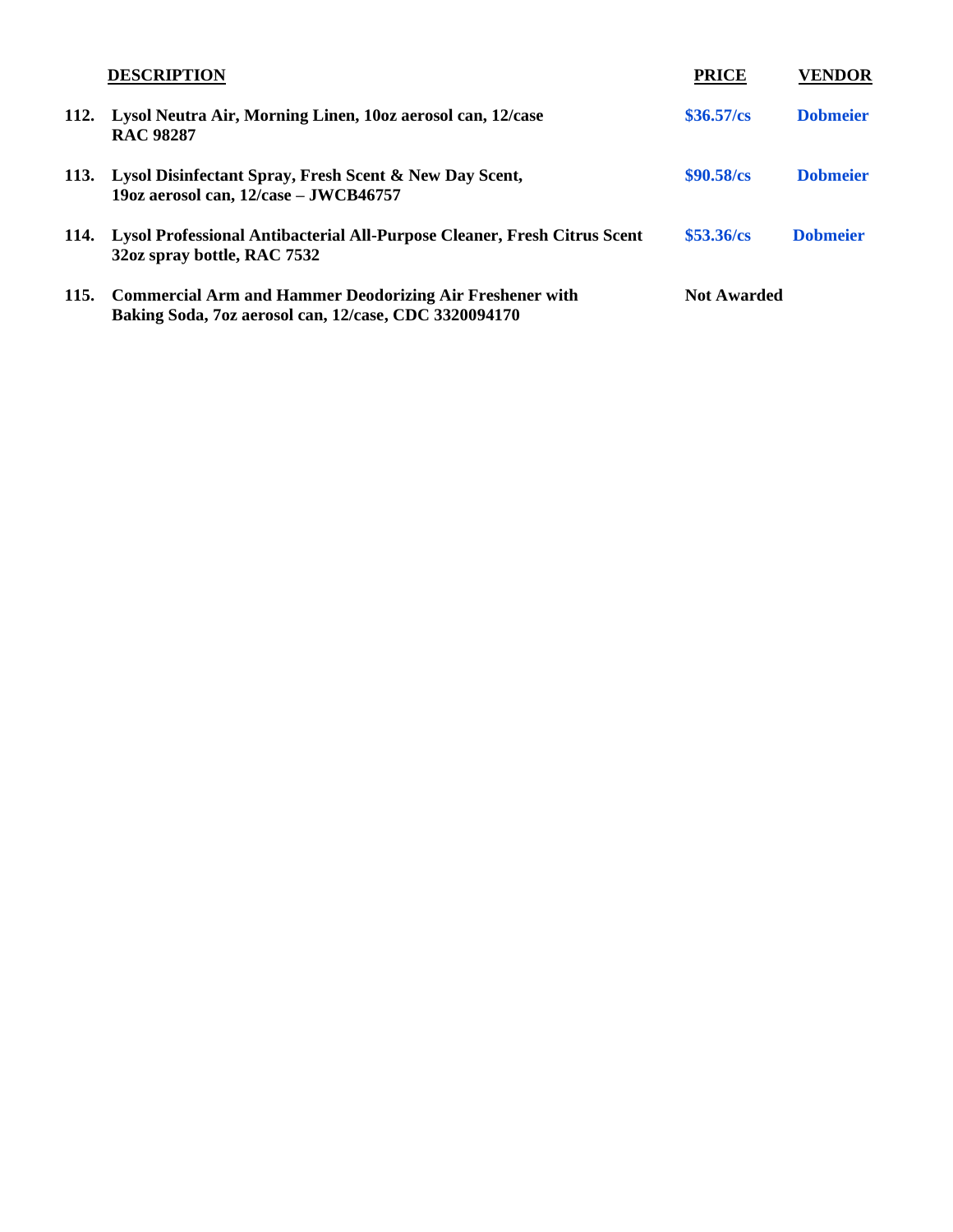| | DESCRIPTION | PRICE | VENDOR |
|---|---|---|---|
| 112. | Lysol Neutra Air, Morning Linen, 10oz aerosol can, 12/case RAC 98287 | $36.57/cs | Dobmeier |
| 113. | Lysol Disinfectant Spray, Fresh Scent & New Day Scent, 19oz aerosol can, 12/case – JWCB46757 | $90.58/cs | Dobmeier |
| 114. | Lysol Professional Antibacterial All-Purpose Cleaner, Fresh Citrus Scent 32oz spray bottle, RAC 7532 | $53.36/cs | Dobmeier |
| 115. | Commercial Arm and Hammer Deodorizing Air Freshener with Baking Soda, 7oz aerosol can, 12/case, CDC 3320094170 | Not Awarded | |